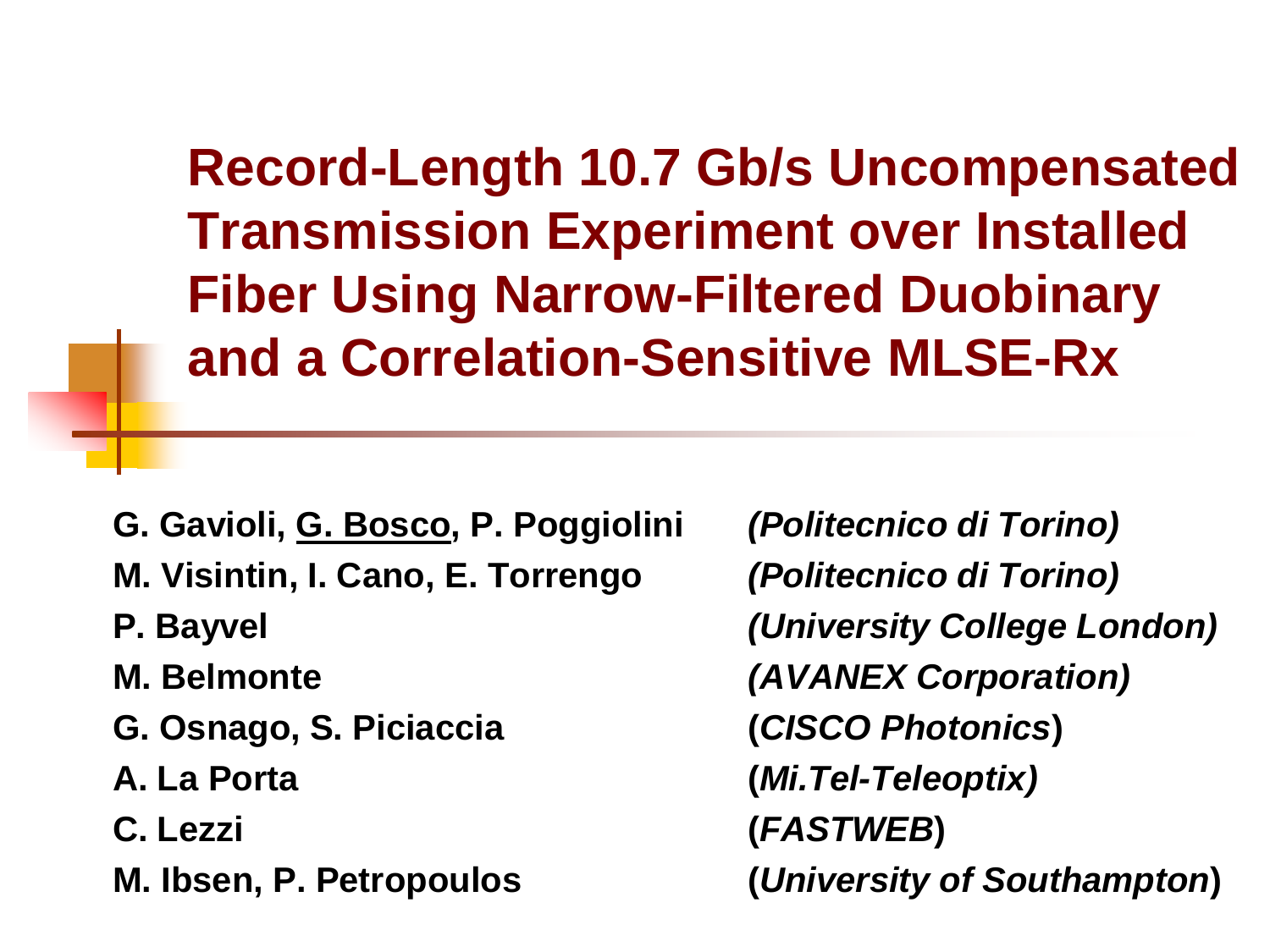# Record-Length 10.7 Gb/s Uncompensated Transmission Experiment over Installed Fiber Using Narrow-Filtered Duobinary and a Correlation-Sensitive MLSE-Rx

**G. Gavioli, G. Bosco, P. Poggiolini** *(Politecnico di Torino)*

**M. Visintin, I. Cano, E. Torrengo** *(Politecnico di Torino)*

**P. Bayvel** *(University College London)*

**M. Belmonte** *(AVANEX Corporation)*

**G. Osnago, S. Piciaccia** (*CISCO Photonics*)

**A. La Porta** (*Mi.Tel-Teleoptix)*

**C. Lezzi** (*FASTWEB*)

**M. Ibsen, P. Petropoulos** (*University of Southampton*)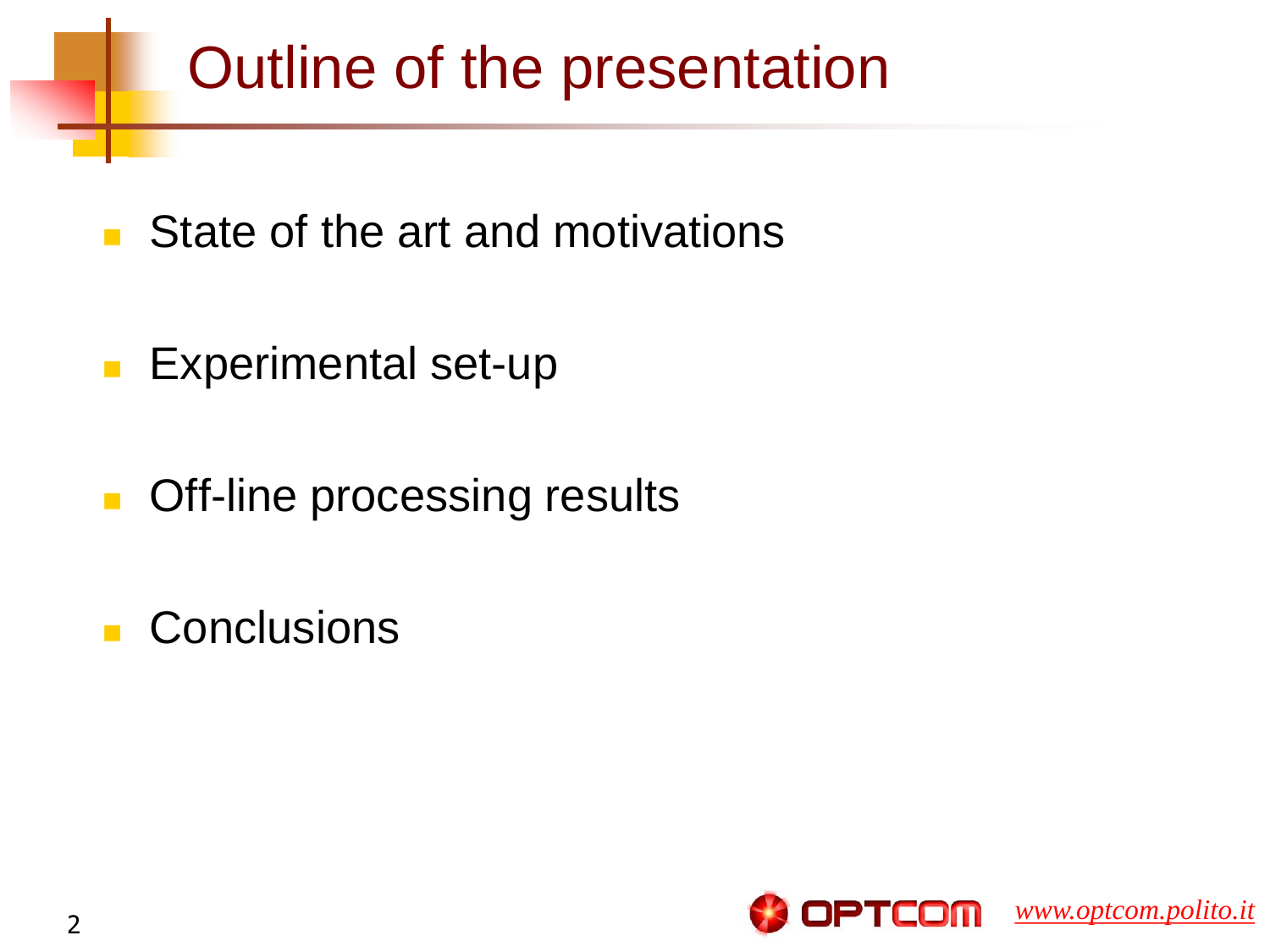# Outline of the presentation

- State of the art and motivations
- Experimental set-up
- Off-line processing results
- Conclusions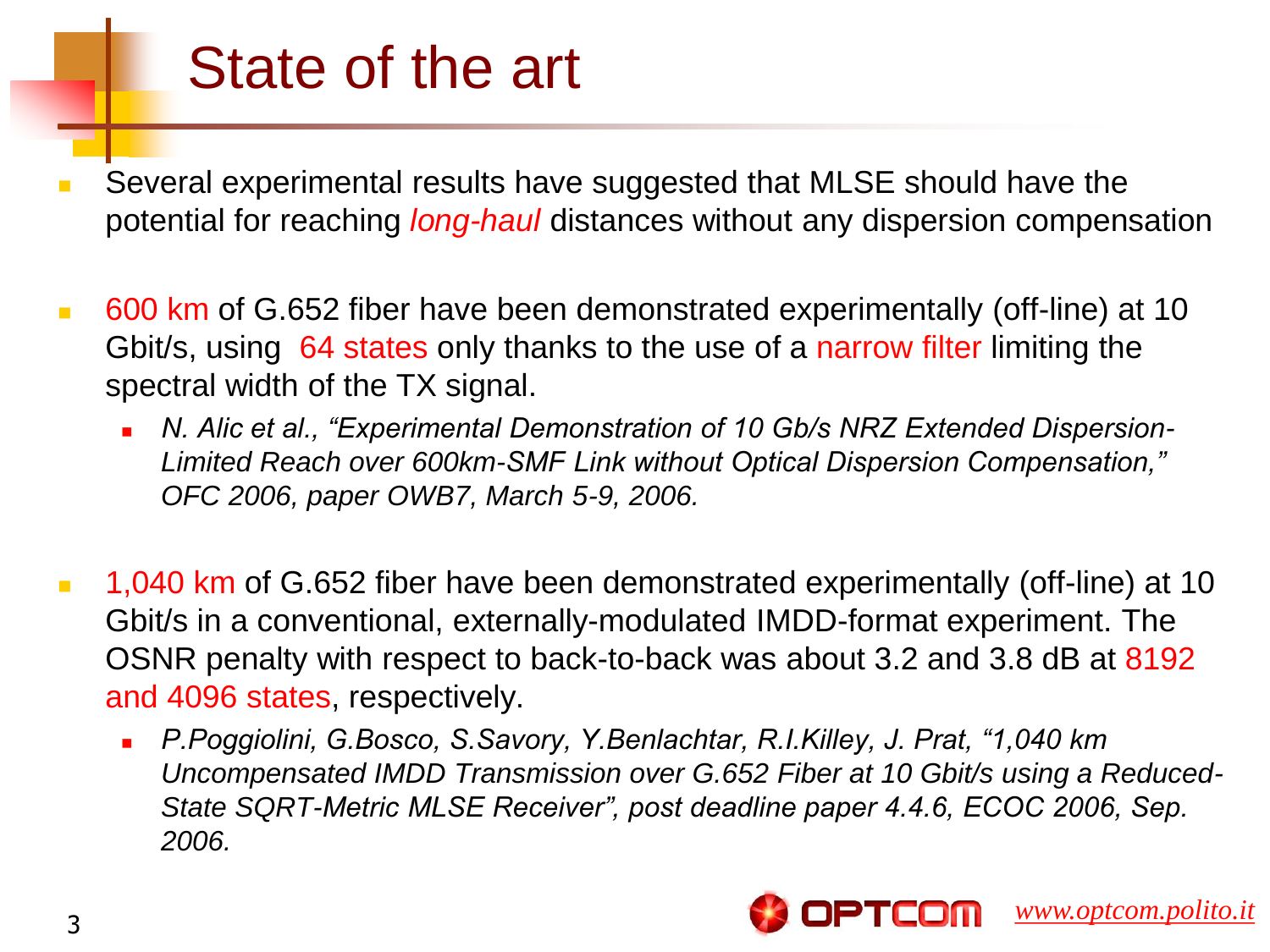# State of the art

- Several experimental results have suggested that MLSE should have the potential for reaching *long-haul* distances without any dispersion compensation

- 600 km of G.652 fiber have been demonstrated experimentally (off-line) at 10 Gbit/s, using 64 states only thanks to the use of a narrow filter limiting the spectral width of the TX signal.
  - *N. Alic et al., "Experimental Demonstration of 10 Gb/s NRZ Extended Dispersion-Limited Reach over 600km-SMF Link without Optical Dispersion Compensation," OFC 2006, paper OWB7, March 5-9, 2006.*

- 1,040 km of G.652 fiber have been demonstrated experimentally (off-line) at 10 Gbit/s in a conventional, externally-modulated IMDD-format experiment. The OSNR penalty with respect to back-to-back was about 3.2 and 3.8 dB at 8192 and 4096 states, respectively.
  - *P.Poggiolini, G.Bosco, S.Savory, Y.Benlachtar, R.I.Killey, J. Prat, "1,040 km Uncompensated IMDD Transmission over G.652 Fiber at 10 Gbit/s using a Reduced-State SQRT-Metric MLSE Receiver", post deadline paper 4.4.6, ECOC 2006, Sep. 2006.*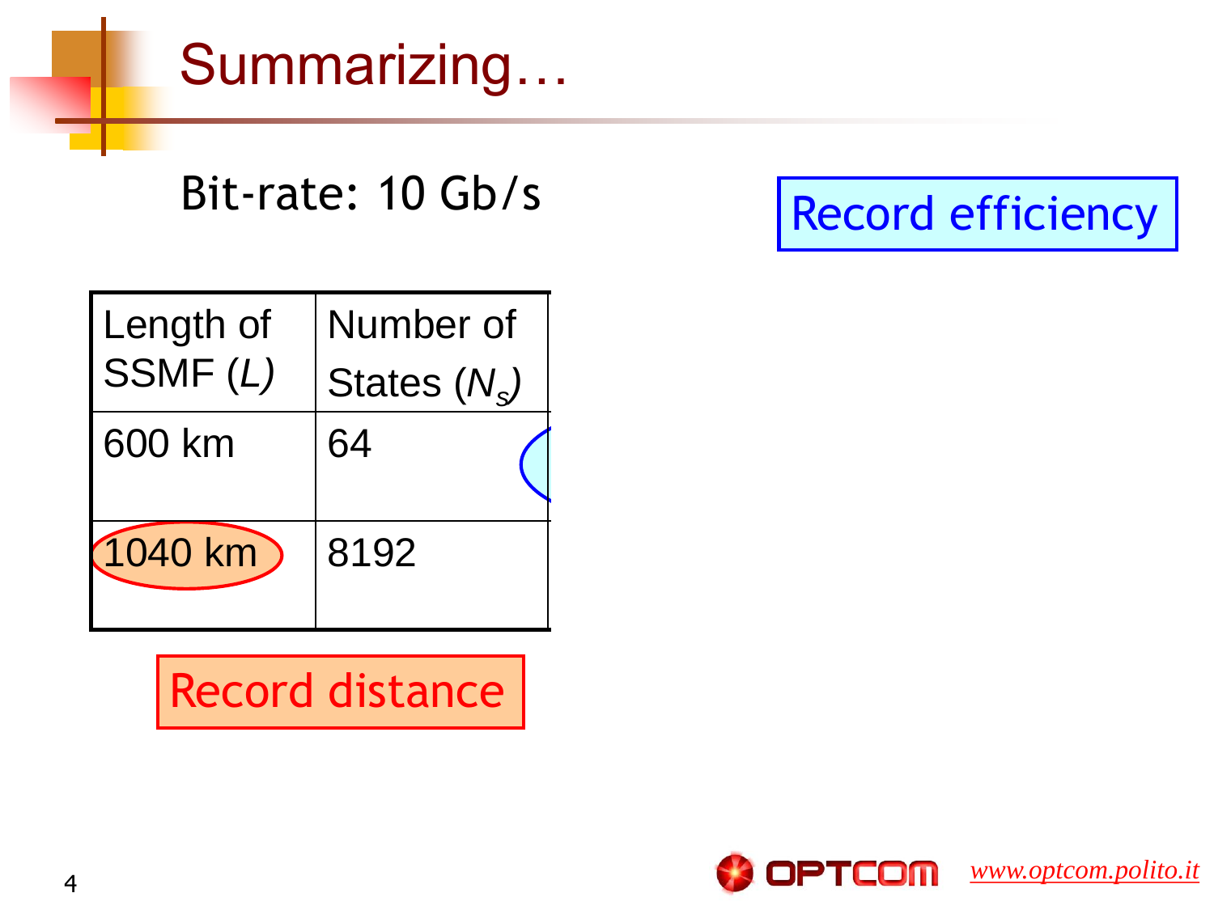# Summarizing…

Bit-rate: 10 Gb/s

Record efficiency

| Length of SSMF ($L$) | Number of States ($N_s$) |
|---|---|
| 600 km | 64 |
| 1040 km | 8192 |

Record distance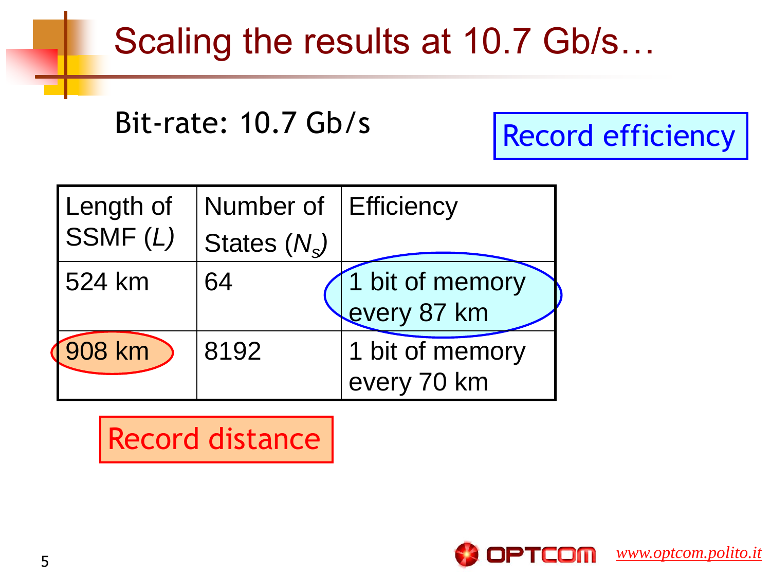# Scaling the results at 10.7 Gb/s…

Bit-rate: 10.7 Gb/s

Record efficiency

| Length of SSMF ($L$) | Number of States ($N_s$) | Efficiency |
| --- | --- | --- |
| 524 km | 64 | 1 bit of memory every 87 km |
| 908 km | 8192 | 1 bit of memory every 70 km |

Record distance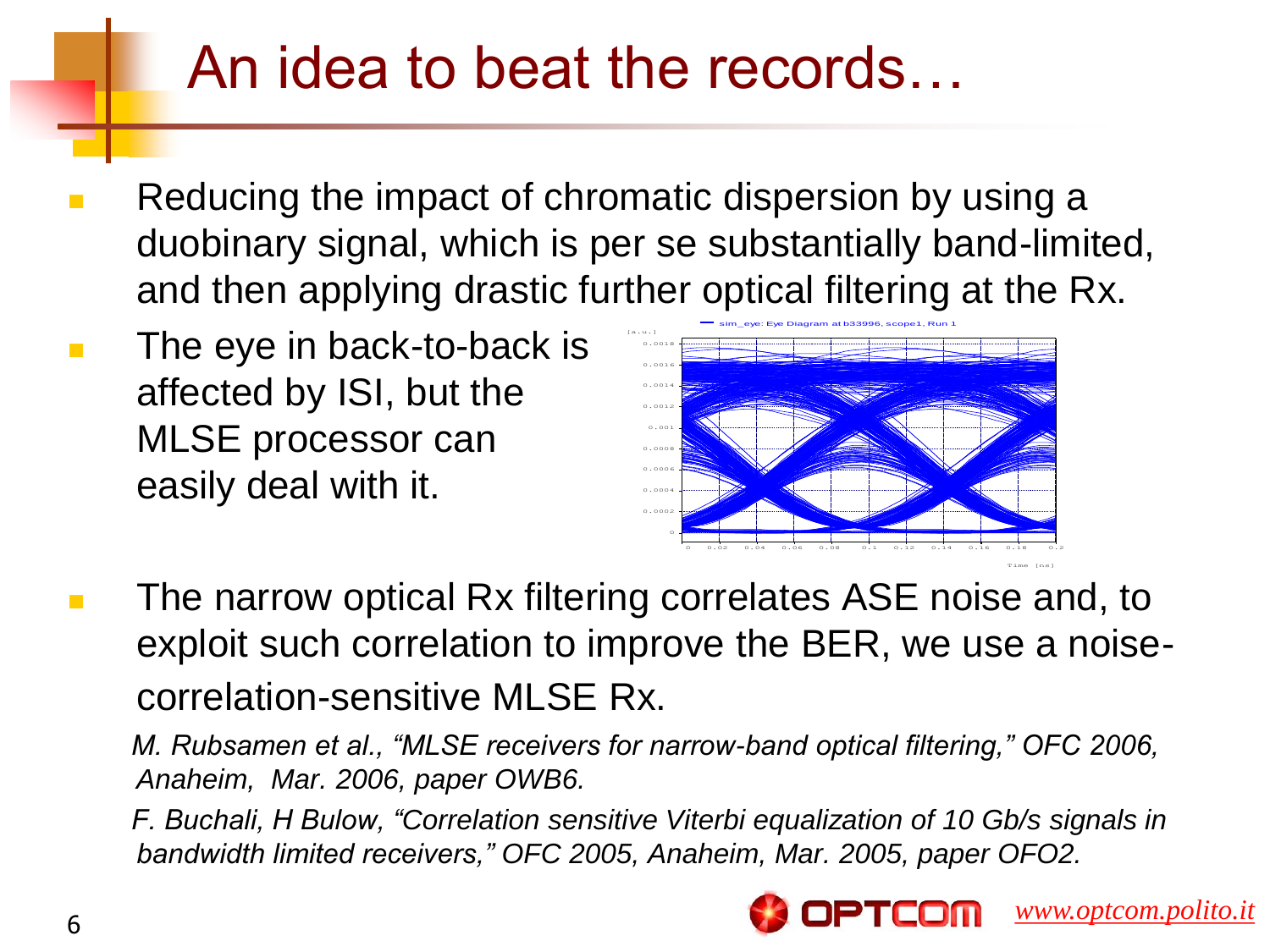# An idea to beat the records…

- Reducing the impact of chromatic dispersion by using a duobinary signal, which is per se substantially band-limited, and then applying drastic further optical filtering at the Rx.
- The eye in back-to-back is affected by ISI, but the MLSE processor can easily deal with it.
- The narrow optical Rx filtering correlates ASE noise and, to exploit such correlation to improve the BER, we use a noise-correlation-sensitive MLSE Rx.

*M. Rubsamen et al., "MLSE receivers for narrow-band optical filtering," OFC 2006, Anaheim, Mar. 2006, paper OWB6.*

*F. Buchali, H Bulow, "Correlation sensitive Viterbi equalization of 10 Gb/s signals in bandwidth limited receivers," OFC 2005, Anaheim, Mar. 2005, paper OFO2.*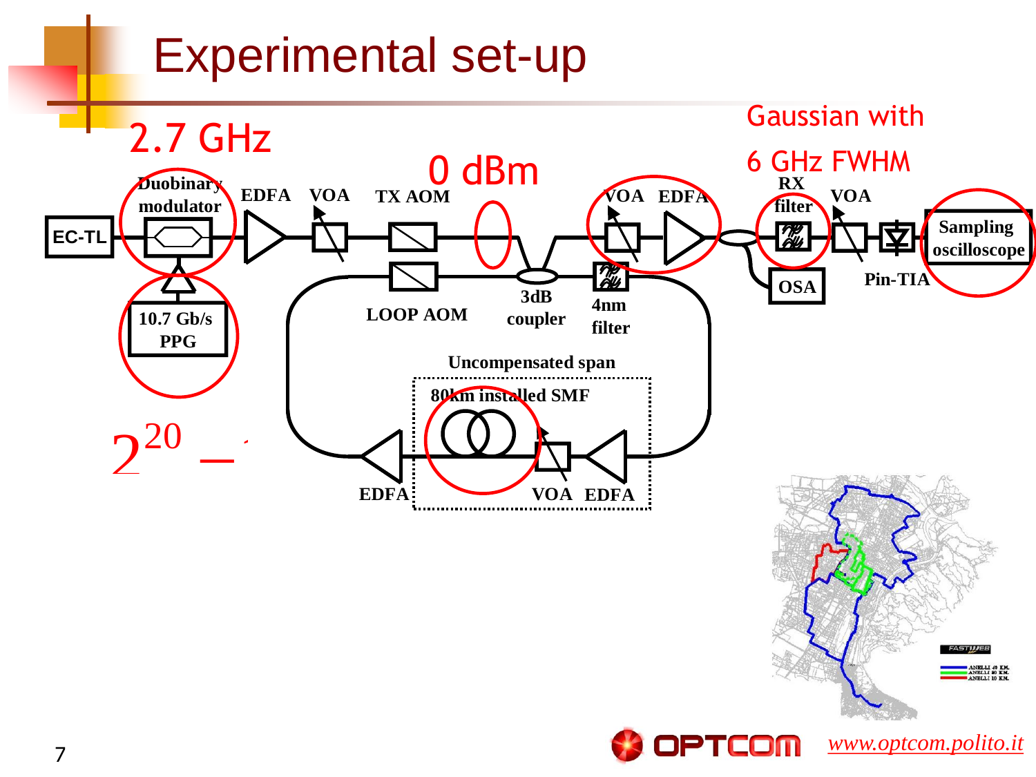# Experimental set-up

2.7 GHz

0 dBm

Gaussian with

6 GHz FWHM

EC-TL

Duobinary modulator

10.7 Gb/s PPG

EDFA

VOA

TX AOM

LOOP AOM

3dB coupler

4nm filter

VOA

EDFA

RX filter

OSA

VOA

Pin-TIA

Sampling oscilloscope

Uncompensated span

80km installed SMF

EDFA

VOA

EDFA

$2^{20} -$

www.optcom.polito.it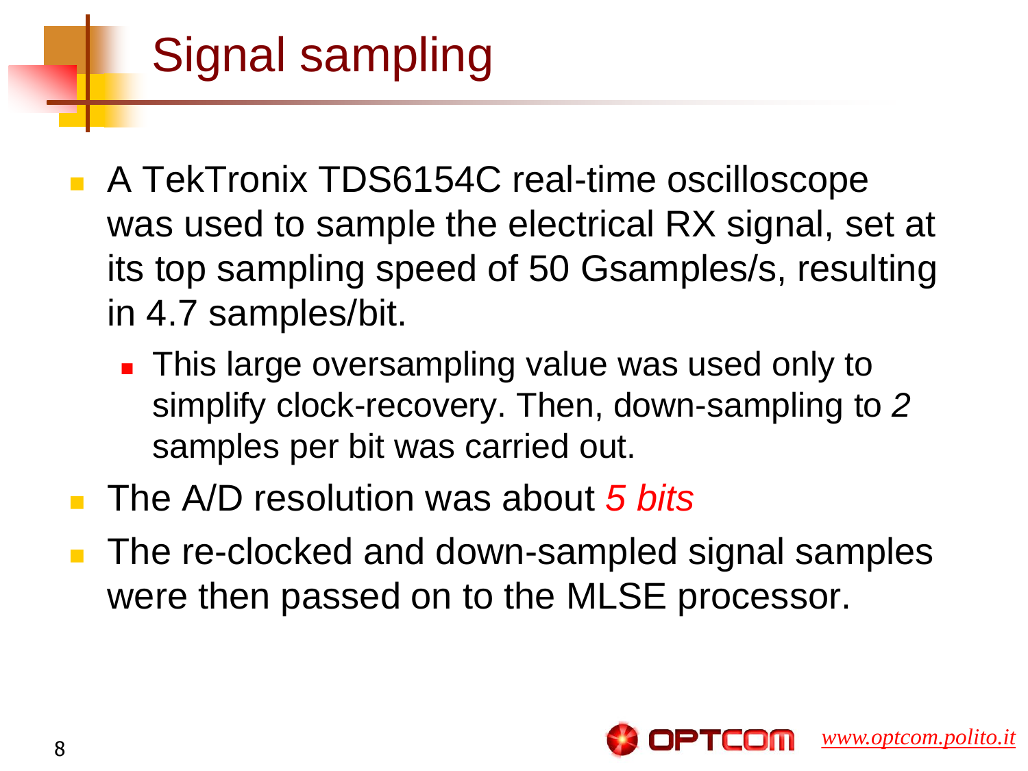# Signal sampling

- A TekTronix TDS6154C real-time oscilloscope was used to sample the electrical RX signal, set at its top sampling speed of 50 Gsamples/s, resulting in 4.7 samples/bit.
  - This large oversampling value was used only to simplify clock-recovery. Then, down-sampling to *2* samples per bit was carried out.
- The A/D resolution was about *5 bits*
- The re-clocked and down-sampled signal samples were then passed on to the MLSE processor.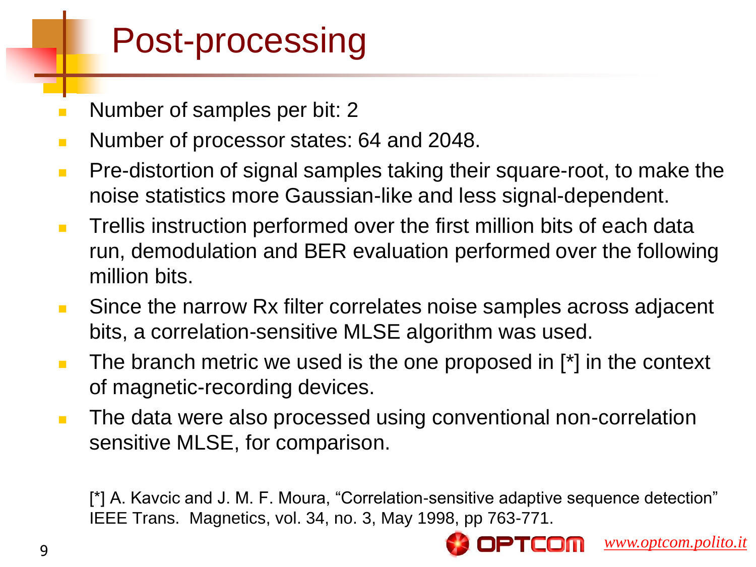# Post-processing

- Number of samples per bit: 2
- Number of processor states: 64 and 2048.
- Pre-distortion of signal samples taking their square-root, to make the noise statistics more Gaussian-like and less signal-dependent.
- Trellis instruction performed over the first million bits of each data run, demodulation and BER evaluation performed over the following million bits.
- Since the narrow Rx filter correlates noise samples across adjacent bits, a correlation-sensitive MLSE algorithm was used.
- The branch metric we used is the one proposed in [*] in the context of magnetic-recording devices.
- The data were also processed using conventional non-correlation sensitive MLSE, for comparison.

[*] A. Kavcic and J. M. F. Moura, "Correlation-sensitive adaptive sequence detection" IEEE Trans. Magnetics, vol. 34, no. 3, May 1998, pp 763-771.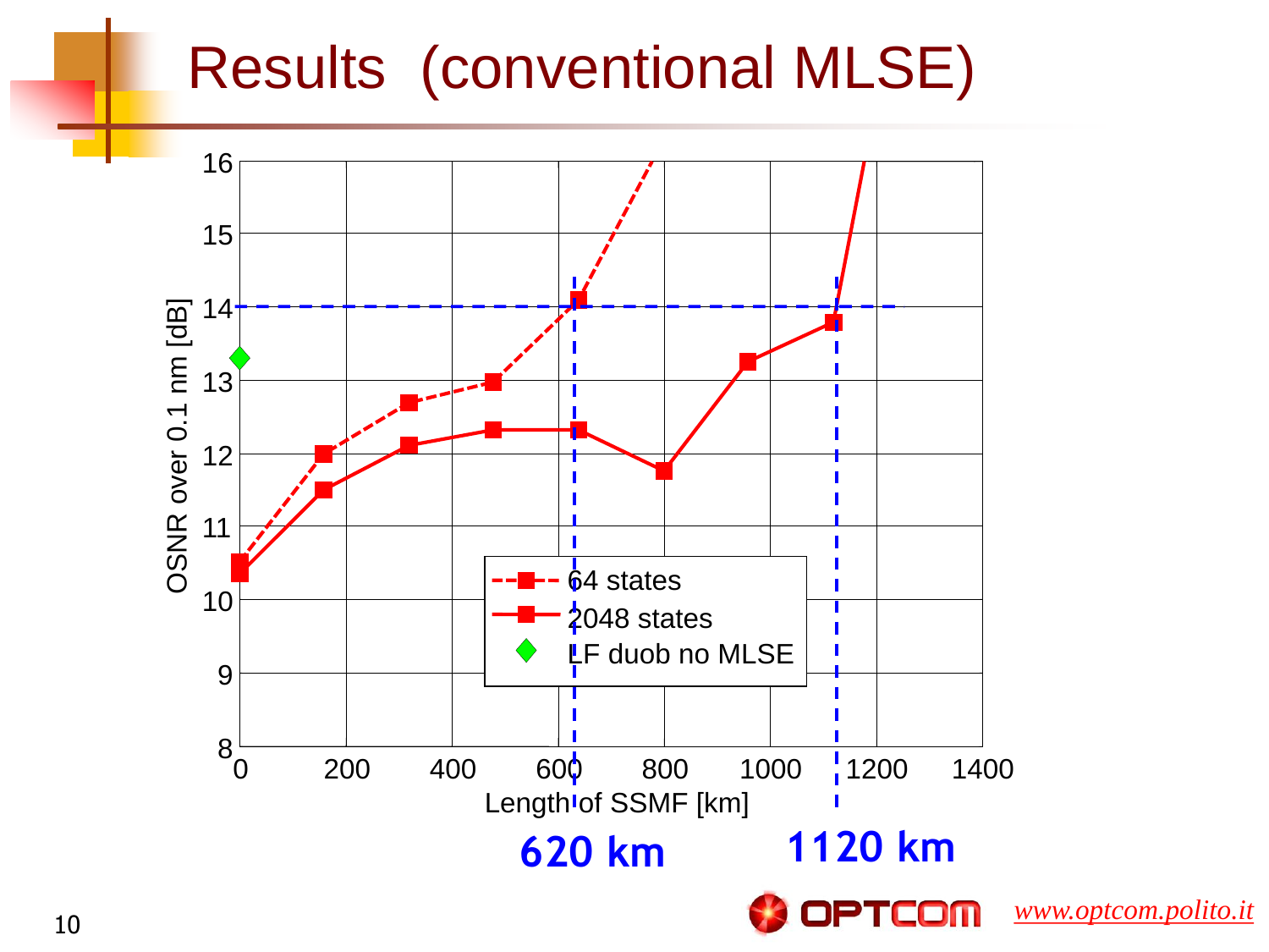# Results (conventional MLSE)

OSNR over 0.1 nm [dB]

Length of SSMF [km]

- 64 states
- 2048 states
- LF duob no MLSE

620 km

1120 km

www.optcom.polito.it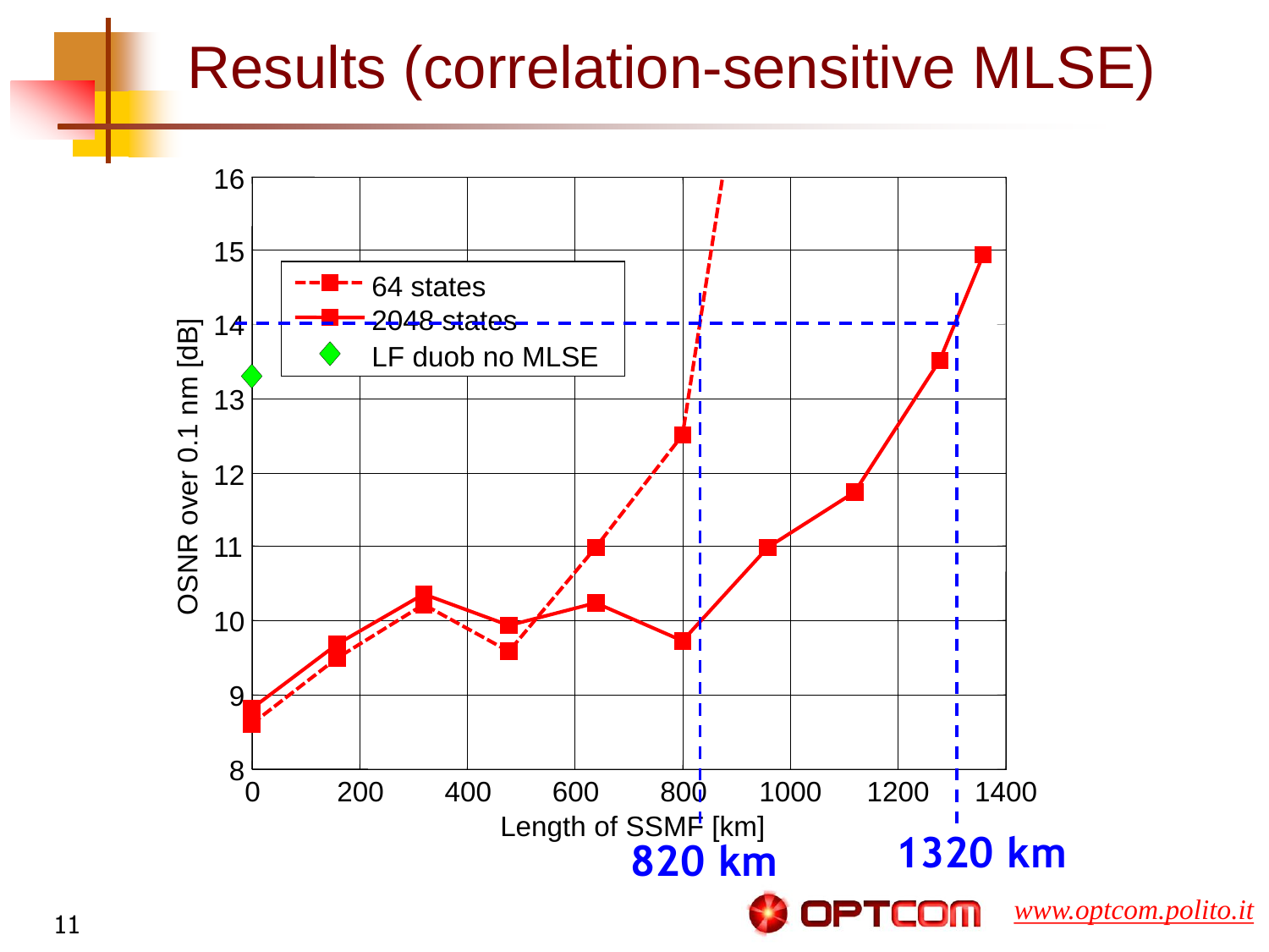# Results (correlation-sensitive MLSE)

OSNR over 0.1 nm [dB]

Length of SSMF [km]

- 64 states
- 2048 states
- LF duob no MLSE

820 km

1320 km

*www.optcom.polito.it*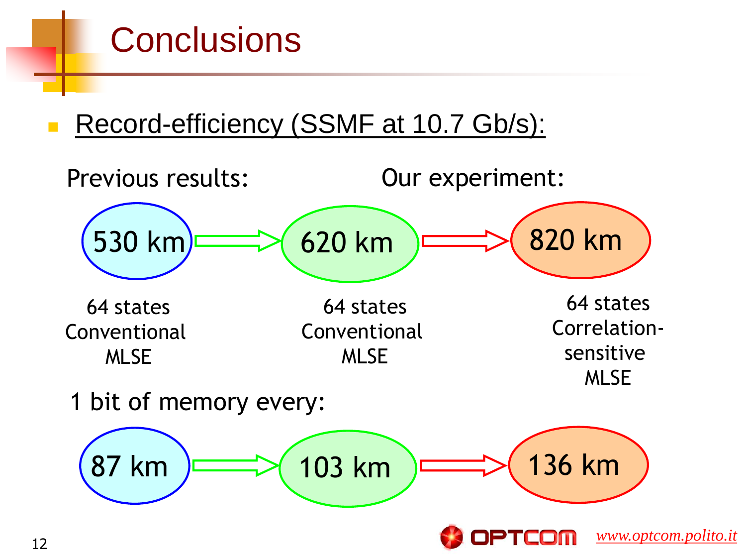# Conclusions

- Record-efficiency (SSMF at 10.7 Gb/s):

Previous results: | Our experiment:

530 km → 620 km → 820 km

| 530 km | 620 km | 820 km |
|---|---|---|
| 64 states Conventional MLSE | 64 states Conventional MLSE | 64 states Correlation-sensitive MLSE |

1 bit of memory every:

87 km → 103 km → 136 km

OPTCOM *www.optcom.polito.it*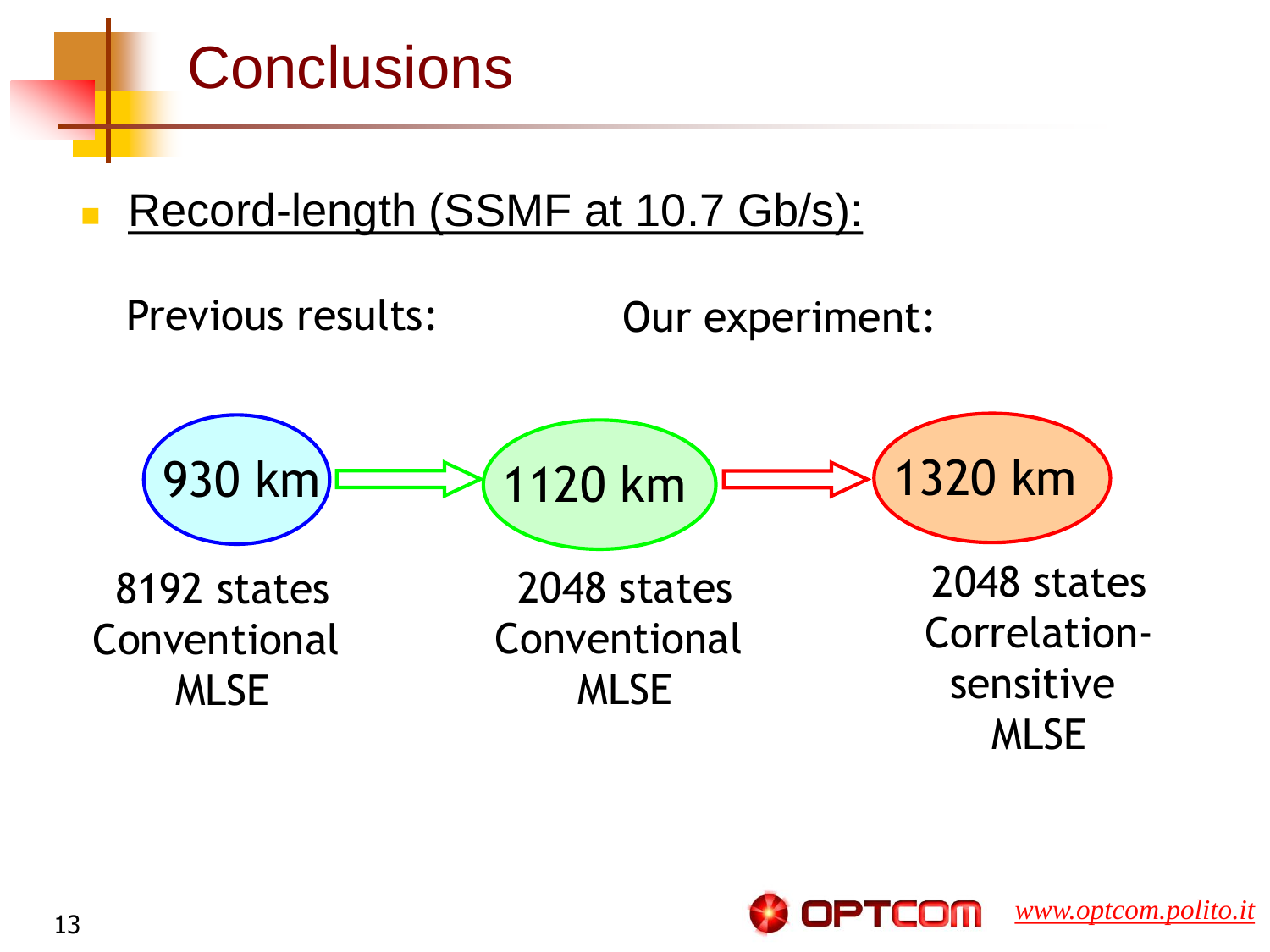# Conclusions

- Record-length (SSMF at 10.7 Gb/s):

Previous results: Our experiment:

930 km → 1120 km → 1320 km

| 930 km | 1120 km | 1320 km |
| --- | --- | --- |
| 8192 states Conventional MLSE | 2048 states Conventional MLSE | 2048 states Correlation-sensitive MLSE |

www.optcom.polito.it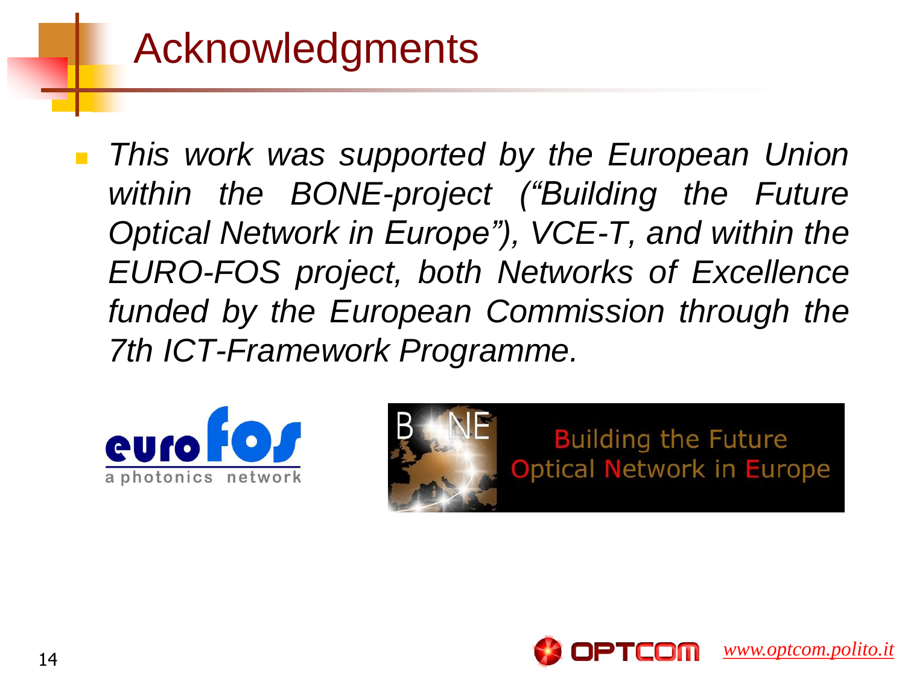# Acknowledgments

- *This work was supported by the European Union within the BONE-project ("Building the Future Optical Network in Europe"), VCE-T, and within the EURO-FOS project, both Networks of Excellence funded by the European Commission through the 7th ICT-Framework Programme.*